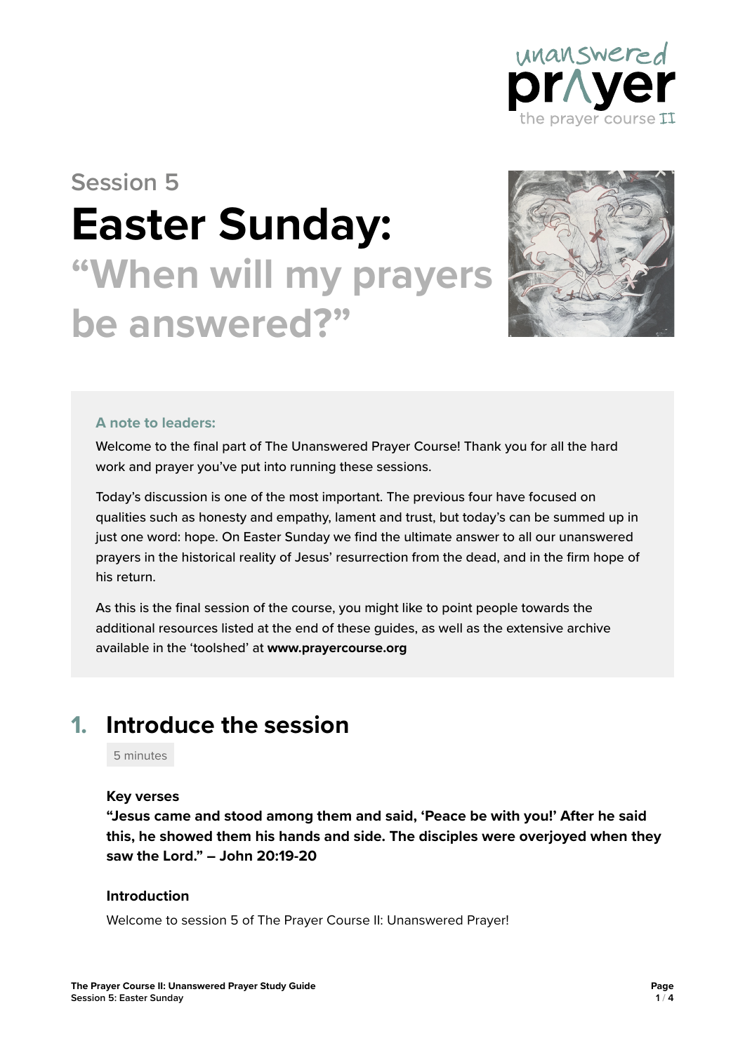Session 5

# Easter Sunday: “When will my prayers be answered?”

**A note to leaders:**

Welcome to the final part of The Unanswered Prayer Course! Thank you for all the hard work and prayer you’ve put into running these sessions.

Today’s discussion is one of the most important. The previous four have focused on qualities such as honesty and empathy, lament and trust, but today’s can be summed up in just one word: hope. On Easter Sunday we find the ultimate answer to all our unanswered prayers in the historical reality of Jesus’ resurrection from the dead, and in the firm hope of his return.

As this is the final session of the course, you might like to point people towards the additional resources listed at the end of these guides, as well as the extensive archive available in the ‘toolshed’ at **www.prayercourse.org**

## 1. Introduce the session

5 minutes

### Key verses

**“Jesus came and stood among them and said, ‘Peace be with you!’ After he said this, he showed them his hands and side. The disciples were overjoyed when they saw the Lord.” – John 20:19-20**

### Introduction

Welcome to session 5 of The Prayer Course II: Unanswered Prayer!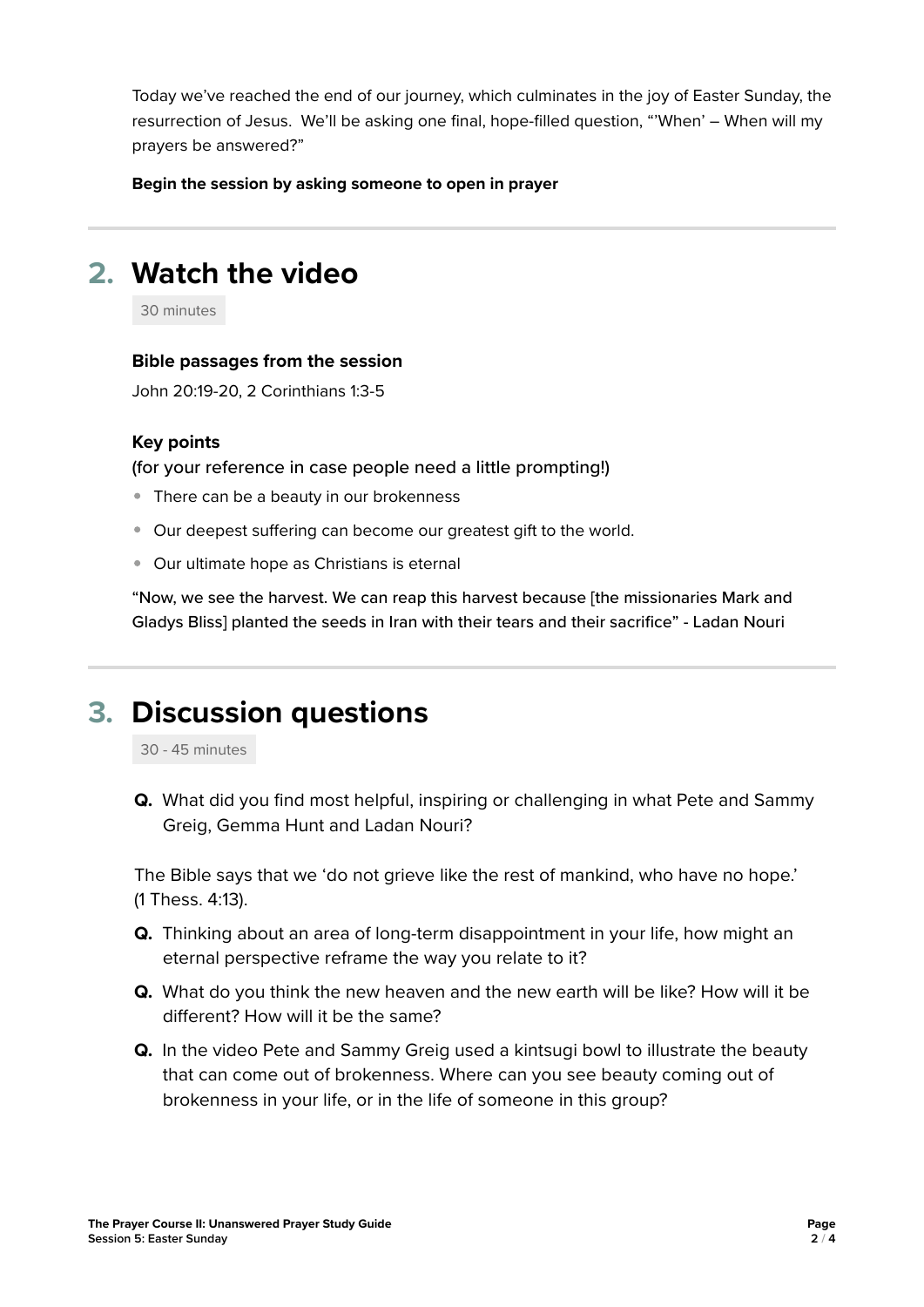Today we've reached the end of our journey, which culminates in the joy of Easter Sunday, the resurrection of Jesus. We'll be asking one final, hope-filled question, "'When' – When will my prayers be answered?"

**Begin the session by asking someone to open in prayer**

## 2. Watch the video

30 minutes

**Bible passages from the session**

John 20:19-20, 2 Corinthians 1:3-5

**Key points**

(for your reference in case people need a little prompting!)

- There can be a beauty in our brokenness
- Our deepest suffering can become our greatest gift to the world.
- Our ultimate hope as Christians is eternal

"Now, we see the harvest. We can reap this harvest because [the missionaries Mark and Gladys Bliss] planted the seeds in Iran with their tears and their sacrifice" - Ladan Nouri

## 3. Discussion questions

30 - 45 minutes

**Q.** What did you find most helpful, inspiring or challenging in what Pete and Sammy Greig, Gemma Hunt and Ladan Nouri?

The Bible says that we 'do not grieve like the rest of mankind, who have no hope.' (1 Thess. 4:13).

**Q.** Thinking about an area of long-term disappointment in your life, how might an eternal perspective reframe the way you relate to it?

**Q.** What do you think the new heaven and the new earth will be like? How will it be different? How will it be the same?

**Q.** In the video Pete and Sammy Greig used a kintsugi bowl to illustrate the beauty that can come out of brokenness. Where can you see beauty coming out of brokenness in your life, or in the life of someone in this group?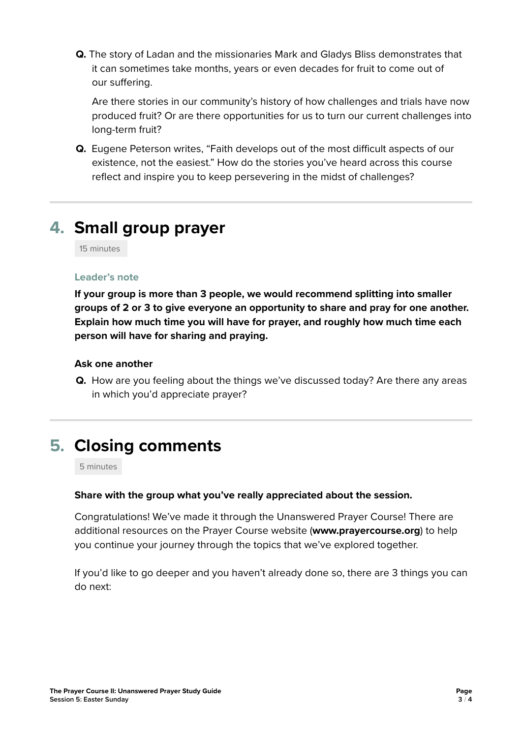**Q.** The story of Ladan and the missionaries Mark and Gladys Bliss demonstrates that it can sometimes take months, years or even decades for fruit to come out of our suffering.

Are there stories in our community's history of how challenges and trials have now produced fruit? Or are there opportunities for us to turn our current challenges into long-term fruit?

**Q.** Eugene Peterson writes, "Faith develops out of the most difficult aspects of our existence, not the easiest." How do the stories you've heard across this course reflect and inspire you to keep persevering in the midst of challenges?

---

## 4. Small group prayer

15 minutes

### Leader's note

**If your group is more than 3 people, we would recommend splitting into smaller groups of 2 or 3 to give everyone an opportunity to share and pray for one another. Explain how much time you will have for prayer, and roughly how much time each person will have for sharing and praying.**

### Ask one another

**Q.** How are you feeling about the things we've discussed today? Are there any areas in which you'd appreciate prayer?

---

## 5. Closing comments

5 minutes

**Share with the group what you've really appreciated about the session.**

Congratulations! We've made it through the Unanswered Prayer Course! There are additional resources on the Prayer Course website (**www.prayercourse.org**) to help you continue your journey through the topics that we've explored together.

If you'd like to go deeper and you haven't already done so, there are 3 things you can do next: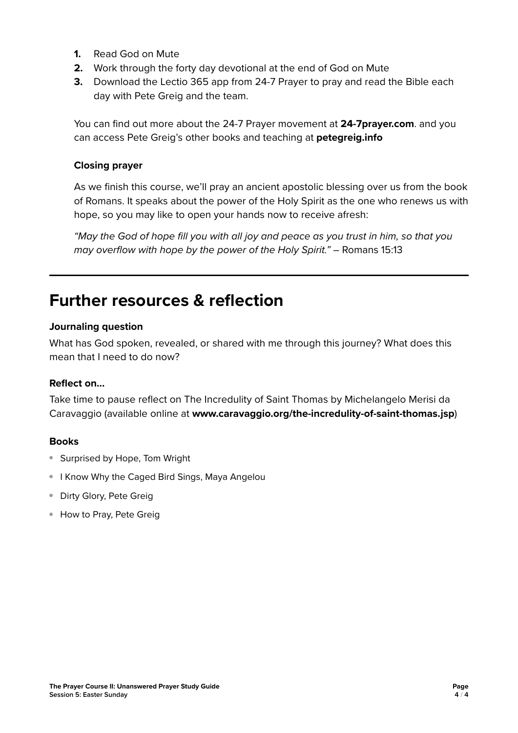1. Read God on Mute
2. Work through the forty day devotional at the end of God on Mute
3. Download the Lectio 365 app from 24-7 Prayer to pray and read the Bible each day with Pete Greig and the team.

You can find out more about the 24-7 Prayer movement at **24-7prayer.com**. and you can access Pete Greig's other books and teaching at **petegreig.info**

**Closing prayer**

As we finish this course, we'll pray an ancient apostolic blessing over us from the book of Romans. It speaks about the power of the Holy Spirit as the one who renews us with hope, so you may like to open your hands now to receive afresh:

*"May the God of hope fill you with all joy and peace as you trust in him, so that you may overflow with hope by the power of the Holy Spirit."* – Romans 15:13

---

## Further resources & reflection

**Journaling question**

What has God spoken, revealed, or shared with me through this journey? What does this mean that I need to do now?

**Reflect on...**

Take time to pause reflect on The Incredulity of Saint Thomas by Michelangelo Merisi da Caravaggio (available online at **www.caravaggio.org/the-incredulity-of-saint-thomas.jsp**)

**Books**

- Surprised by Hope, Tom Wright
- I Know Why the Caged Bird Sings, Maya Angelou
- Dirty Glory, Pete Greig
- How to Pray, Pete Greig